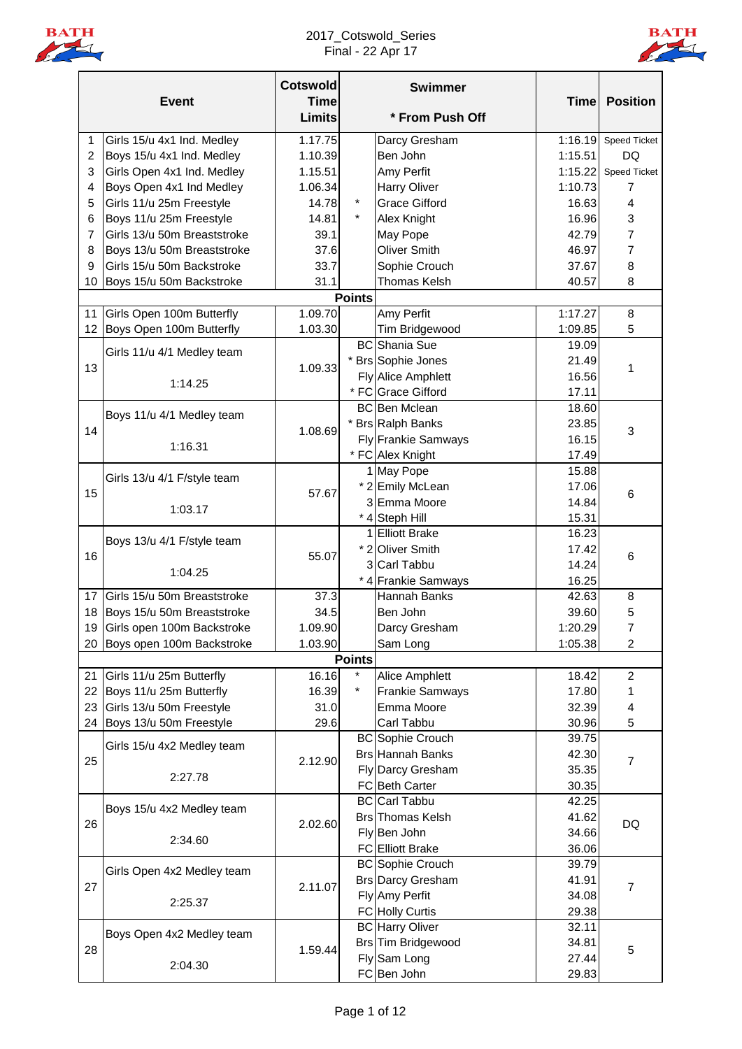2017_Cotswold_Series
Final - 22 Apr 17

| | Event | Cotswold Time Limits | | Swimmer * From Push Off | Time | Position |
|---|---|---|---|---|---|---|
| 1 | Girls 15/u 4x1 Ind. Medley | 1.17.75 | | Darcy Gresham | 1:16.19 | Speed Ticket |
| 2 | Boys 15/u 4x1 Ind. Medley | 1.10.39 | | Ben John | 1:15.51 | DQ |
| 3 | Girls Open 4x1 Ind. Medley | 1.15.51 | | Amy Perfit | 1:15.22 | Speed Ticket |
| 4 | Boys Open 4x1 Ind Medley | 1.06.34 | | Harry Oliver | 1:10.73 | 7 |
| 5 | Girls 11/u 25m Freestyle | 14.78 | * | Grace Gifford | 16.63 | 4 |
| 6 | Boys 11/u 25m Freestyle | 14.81 | * | Alex Knight | 16.96 | 3 |
| 7 | Girls 13/u 50m Breaststroke | 39.1 | | May Pope | 42.79 | 7 |
| 8 | Boys 13/u 50m Breaststroke | 37.6 | | Oliver Smith | 46.97 | 7 |
| 9 | Girls 15/u 50m Backstroke | 33.7 | | Sophie Crouch | 37.67 | 8 |
| 10 | Boys 15/u 50m Backstroke | 31.1 | | Thomas Kelsh | 40.57 | 8 |
| | | | Points | | | |
| 11 | Girls Open 100m Butterfly | 1.09.70 | | Amy Perfit | 1:17.27 | 8 |
| 12 | Boys Open 100m Butterfly | 1.03.30 | | Tim Bridgewood | 1:09.85 | 5 |
| 13 | Girls 11/u 4/1 Medley team 1:14.25 | 1.09.33 | BC | Shania Sue | 19.09 | 1 |
| | | | * Brs | Sophie Jones | 21.49 | |
| | | | Fly | Alice Amphlett | 16.56 | |
| | | | * FC | Grace Gifford | 17.11 | |
| 14 | Boys 11/u 4/1 Medley team 1:16.31 | 1.08.69 | BC | Ben Mclean | 18.60 | 3 |
| | | | * Brs | Ralph Banks | 23.85 | |
| | | | Fly | Frankie Samways | 16.15 | |
| | | | * FC | Alex Knight | 17.49 | |
| 15 | Girls 13/u 4/1 F/style team 1:03.17 | 57.67 | 1 | May Pope | 15.88 | 6 |
| | | | * 2 | Emily McLean | 17.06 | |
| | | | 3 | Emma Moore | 14.84 | |
| | | | * 4 | Steph Hill | 15.31 | |
| 16 | Boys 13/u 4/1 F/style team 1:04.25 | 55.07 | 1 | Elliott Brake | 16.23 | 6 |
| | | | * 2 | Oliver Smith | 17.42 | |
| | | | 3 | Carl Tabbu | 14.24 | |
| | | | * 4 | Frankie Samways | 16.25 | |
| 17 | Girls 15/u 50m Breaststroke | 37.3 | | Hannah Banks | 42.63 | 8 |
| 18 | Boys 15/u 50m Breaststroke | 34.5 | | Ben John | 39.60 | 5 |
| 19 | Girls open 100m Backstroke | 1.09.90 | | Darcy Gresham | 1:20.29 | 7 |
| 20 | Boys open 100m Backstroke | 1.03.90 | | Sam Long | 1:05.38 | 2 |
| | | | Points | | | |
| 21 | Girls 11/u 25m Butterfly | 16.16 | * | Alice Amphlett | 18.42 | 2 |
| 22 | Boys 11/u 25m Butterfly | 16.39 | * | Frankie Samways | 17.80 | 1 |
| 23 | Girls 13/u 50m Freestyle | 31.0 | | Emma Moore | 32.39 | 4 |
| 24 | Boys 13/u 50m Freestyle | 29.6 | | Carl Tabbu | 30.96 | 5 |
| 25 | Girls 15/u 4x2 Medley team 2:27.78 | 2.12.90 | BC | Sophie Crouch | 39.75 | 7 |
| | | | Brs | Hannah Banks | 42.30 | |
| | | | Fly | Darcy Gresham | 35.35 | |
| | | | FC | Beth Carter | 30.35 | |
| 26 | Boys 15/u 4x2 Medley team 2:34.60 | 2.02.60 | BC | Carl Tabbu | 42.25 | DQ |
| | | | Brs | Thomas Kelsh | 41.62 | |
| | | | Fly | Ben John | 34.66 | |
| | | | FC | Elliott Brake | 36.06 | |
| 27 | Girls Open 4x2 Medley team 2:25.37 | 2.11.07 | BC | Sophie Crouch | 39.79 | 7 |
| | | | Brs | Darcy Gresham | 41.91 | |
| | | | Fly | Amy Perfit | 34.08 | |
| | | | FC | Holly Curtis | 29.38 | |
| 28 | Boys Open 4x2 Medley team 2:04.30 | 1.59.44 | BC | Harry Oliver | 32.11 | 5 |
| | | | Brs | Tim Bridgewood | 34.81 | |
| | | | Fly | Sam Long | 27.44 | |
| | | | FC | Ben John | 29.83 | |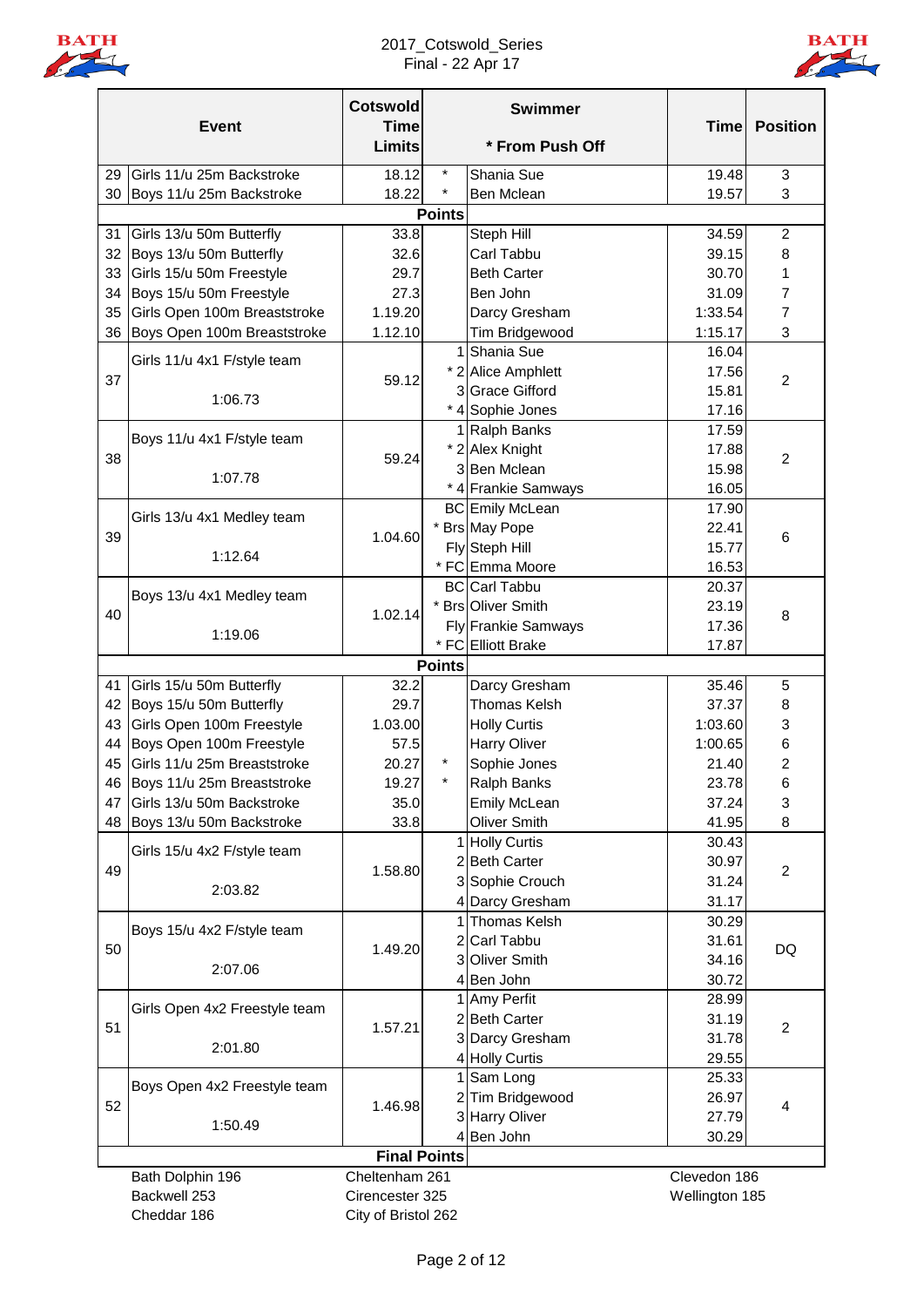# 2017_Cotswold_Series

Final - 22 Apr 17

| | Event | Cotswold Time Limits | | Swimmer (* From Push Off) | Time | Position |
|---|---|---|---|---|---|---|
| 29 | Girls 11/u 25m Backstroke | 18.12 | * | Shania Sue | 19.48 | 3 |
| 30 | Boys 11/u 25m Backstroke | 18.22 | * | Ben Mclean | 19.57 | 3 |
| | | **Points** | | | | |
| 31 | Girls 13/u 50m Butterfly | 33.8 | | Steph Hill | 34.59 | 2 |
| 32 | Boys 13/u 50m Butterfly | 32.6 | | Carl Tabbu | 39.15 | 8 |
| 33 | Girls 15/u 50m Freestyle | 29.7 | | Beth Carter | 30.70 | 1 |
| 34 | Boys 15/u 50m Freestyle | 27.3 | | Ben John | 31.09 | 7 |
| 35 | Girls Open 100m Breaststroke | 1.19.20 | | Darcy Gresham | 1:33.54 | 7 |
| 36 | Boys Open 100m Breaststroke | 1.12.10 | | Tim Bridgewood | 1:15.17 | 3 |
| 37 | Girls 11/u 4x1 F/style team 1:06.73 | 59.12 | 1 | Shania Sue | 16.04 | 2 |
| | | | * 2 | Alice Amphlett | 17.56 | |
| | | | 3 | Grace Gifford | 15.81 | |
| | | | * 4 | Sophie Jones | 17.16 | |
| 38 | Boys 11/u 4x1 F/style team 1:07.78 | 59.24 | 1 | Ralph Banks | 17.59 | 2 |
| | | | * 2 | Alex Knight | 17.88 | |
| | | | 3 | Ben Mclean | 15.98 | |
| | | | * 4 | Frankie Samways | 16.05 | |
| 39 | Girls 13/u 4x1 Medley team 1:12.64 | 1.04.60 | BC | Emily McLean | 17.90 | 6 |
| | | | * Brs | May Pope | 22.41 | |
| | | | Fly | Steph Hill | 15.77 | |
| | | | * FC | Emma Moore | 16.53 | |
| 40 | Boys 13/u 4x1 Medley team 1:19.06 | 1.02.14 | BC | Carl Tabbu | 20.37 | 8 |
| | | | * Brs | Oliver Smith | 23.19 | |
| | | | Fly | Frankie Samways | 17.36 | |
| | | | * FC | Elliott Brake | 17.87 | |
| | | **Points** | | | | |
| 41 | Girls 15/u 50m Butterfly | 32.2 | | Darcy Gresham | 35.46 | 5 |
| 42 | Boys 15/u 50m Butterfly | 29.7 | | Thomas Kelsh | 37.37 | 8 |
| 43 | Girls Open 100m Freestyle | 1.03.00 | | Holly Curtis | 1:03.60 | 3 |
| 44 | Boys Open 100m Freestyle | 57.5 | | Harry Oliver | 1:00.65 | 6 |
| 45 | Girls 11/u 25m Breaststroke | 20.27 | * | Sophie Jones | 21.40 | 2 |
| 46 | Boys 11/u 25m Breaststroke | 19.27 | * | Ralph Banks | 23.78 | 6 |
| 47 | Girls 13/u 50m Backstroke | 35.0 | | Emily McLean | 37.24 | 3 |
| 48 | Boys 13/u 50m Backstroke | 33.8 | | Oliver Smith | 41.95 | 8 |
| 49 | Girls 15/u 4x2 F/style team 2:03.82 | 1.58.80 | 1 | Holly Curtis | 30.43 | 2 |
| | | | 2 | Beth Carter | 30.97 | |
| | | | 3 | Sophie Crouch | 31.24 | |
| | | | 4 | Darcy Gresham | 31.17 | |
| 50 | Boys 15/u 4x2 F/style team 2:07.06 | 1.49.20 | 1 | Thomas Kelsh | 30.29 | DQ |
| | | | 2 | Carl Tabbu | 31.61 | |
| | | | 3 | Oliver Smith | 34.16 | |
| | | | 4 | Ben John | 30.72 | |
| 51 | Girls Open 4x2 Freestyle team 2:01.80 | 1.57.21 | 1 | Amy Perfit | 28.99 | 2 |
| | | | 2 | Beth Carter | 31.19 | |
| | | | 3 | Darcy Gresham | 31.78 | |
| | | | 4 | Holly Curtis | 29.55 | |
| 52 | Boys Open 4x2 Freestyle team 1:50.49 | 1.46.98 | 1 | Sam Long | 25.33 | 4 |
| | | | 2 | Tim Bridgewood | 26.97 | |
| | | | 3 | Harry Oliver | 27.79 | |
| | | | 4 | Ben John | 30.29 | |

**Final Points**

| | | |
|---|---|---|
| Bath Dolphin 196 | Cheltenham 261 | Clevedon 186 |
| Backwell 253 | Cirencester 325 | Wellington 185 |
| Cheddar 186 | City of Bristol 262 | |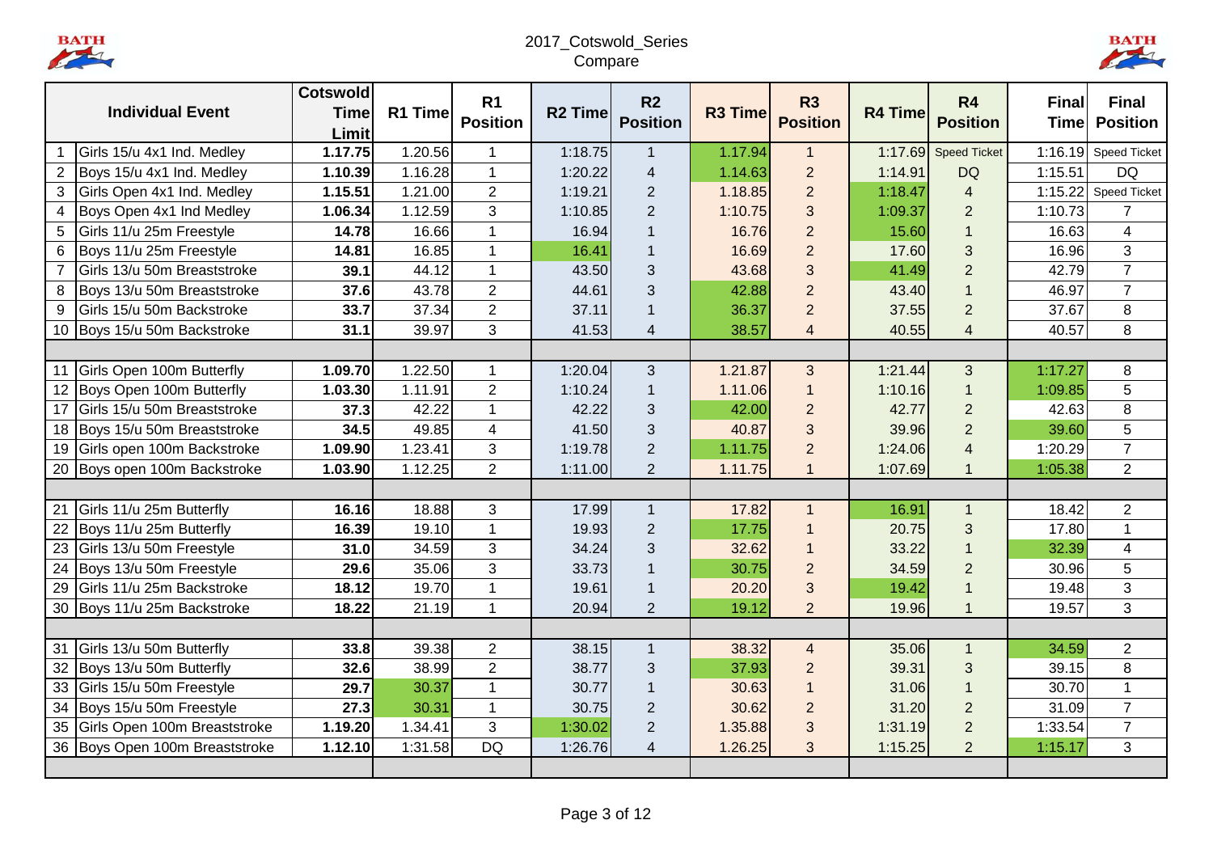2017_Cotswold_Series
Compare

| | Individual Event | Cotswold Time Limit | R1 Time | R1 Position | R2 Time | R2 Position | R3 Time | R3 Position | R4 Time | R4 Position | Final Time | Final Position |
|---|---|---|---|---|---|---|---|---|---|---|---|---|
| 1 | Girls 15/u 4x1 Ind. Medley | **1.17.75** | 1.20.56 | 1 | 1:18.75 | 1 | 1.17.94 | 1 | 1:17.69 | Speed Ticket | 1:16.19 | Speed Ticket |
| 2 | Boys 15/u 4x1 Ind. Medley | **1.10.39** | 1.16.28 | 1 | 1:20.22 | 4 | 1.14.63 | 2 | 1:14.91 | DQ | 1:15.51 | DQ |
| 3 | Girls Open 4x1 Ind. Medley | **1.15.51** | 1.21.00 | 2 | 1:19.21 | 2 | 1.18.85 | 2 | 1:18.47 | 4 | 1:15.22 | Speed Ticket |
| 4 | Boys Open 4x1 Ind Medley | **1.06.34** | 1.12.59 | 3 | 1:10.85 | 2 | 1:10.75 | 3 | 1:09.37 | 2 | 1:10.73 | 7 |
| 5 | Girls 11/u 25m Freestyle | **14.78** | 16.66 | 1 | 16.94 | 1 | 16.76 | 2 | 15.60 | 1 | 16.63 | 4 |
| 6 | Boys 11/u 25m Freestyle | **14.81** | 16.85 | 1 | 16.41 | 1 | 16.69 | 2 | 17.60 | 3 | 16.96 | 3 |
| 7 | Girls 13/u 50m Breaststroke | **39.1** | 44.12 | 1 | 43.50 | 3 | 43.68 | 3 | 41.49 | 2 | 42.79 | 7 |
| 8 | Boys 13/u 50m Breaststroke | **37.6** | 43.78 | 2 | 44.61 | 3 | 42.88 | 2 | 43.40 | 1 | 46.97 | 7 |
| 9 | Girls 15/u 50m Backstroke | **33.7** | 37.34 | 2 | 37.11 | 1 | 36.37 | 2 | 37.55 | 2 | 37.67 | 8 |
| 10 | Boys 15/u 50m Backstroke | **31.1** | 39.97 | 3 | 41.53 | 4 | 38.57 | 4 | 40.55 | 4 | 40.57 | 8 |
| | | | | | | | | | | | | |
| 11 | Girls Open 100m Butterfly | **1.09.70** | 1.22.50 | 1 | 1:20.04 | 3 | 1.21.87 | 3 | 1:21.44 | 3 | 1:17.27 | 8 |
| 12 | Boys Open 100m Butterfly | **1.03.30** | 1.11.91 | 2 | 1:10.24 | 1 | 1.11.06 | 1 | 1:10.16 | 1 | 1:09.85 | 5 |
| 17 | Girls 15/u 50m Breaststroke | **37.3** | 42.22 | 1 | 42.22 | 3 | 42.00 | 2 | 42.77 | 2 | 42.63 | 8 |
| 18 | Boys 15/u 50m Breaststroke | **34.5** | 49.85 | 4 | 41.50 | 3 | 40.87 | 3 | 39.96 | 2 | 39.60 | 5 |
| 19 | Girls open 100m Backstroke | **1.09.90** | 1.23.41 | 3 | 1:19.78 | 2 | 1.11.75 | 2 | 1:24.06 | 4 | 1:20.29 | 7 |
| 20 | Boys open 100m Backstroke | **1.03.90** | 1.12.25 | 2 | 1:11.00 | 2 | 1.11.75 | 1 | 1:07.69 | 1 | 1:05.38 | 2 |
| | | | | | | | | | | | | |
| 21 | Girls 11/u 25m Butterfly | **16.16** | 18.88 | 3 | 17.99 | 1 | 17.82 | 1 | 16.91 | 1 | 18.42 | 2 |
| 22 | Boys 11/u 25m Butterfly | **16.39** | 19.10 | 1 | 19.93 | 2 | 17.75 | 1 | 20.75 | 3 | 17.80 | 1 |
| 23 | Girls 13/u 50m Freestyle | **31.0** | 34.59 | 3 | 34.24 | 3 | 32.62 | 1 | 33.22 | 1 | 32.39 | 4 |
| 24 | Boys 13/u 50m Freestyle | **29.6** | 35.06 | 3 | 33.73 | 1 | 30.75 | 2 | 34.59 | 2 | 30.96 | 5 |
| 29 | Girls 11/u 25m Backstroke | **18.12** | 19.70 | 1 | 19.61 | 1 | 20.20 | 3 | 19.42 | 1 | 19.48 | 3 |
| 30 | Boys 11/u 25m Backstroke | **18.22** | 21.19 | 1 | 20.94 | 2 | 19.12 | 2 | 19.96 | 1 | 19.57 | 3 |
| | | | | | | | | | | | | |
| 31 | Girls 13/u 50m Butterfly | **33.8** | 39.38 | 2 | 38.15 | 1 | 38.32 | 4 | 35.06 | 1 | 34.59 | 2 |
| 32 | Boys 13/u 50m Butterfly | **32.6** | 38.99 | 2 | 38.77 | 3 | 37.93 | 2 | 39.31 | 3 | 39.15 | 8 |
| 33 | Girls 15/u 50m Freestyle | **29.7** | 30.37 | 1 | 30.77 | 1 | 30.63 | 1 | 31.06 | 1 | 30.70 | 1 |
| 34 | Boys 15/u 50m Freestyle | **27.3** | 30.31 | 1 | 30.75 | 2 | 30.62 | 2 | 31.20 | 2 | 31.09 | 7 |
| 35 | Girls Open 100m Breaststroke | **1.19.20** | 1.34.41 | 3 | 1:30.02 | 2 | 1.35.88 | 3 | 1:31.19 | 2 | 1:33.54 | 7 |
| 36 | Boys Open 100m Breaststroke | **1.12.10** | 1:31.58 | DQ | 1:26.76 | 4 | 1.26.25 | 3 | 1:15.25 | 2 | 1:15.17 | 3 |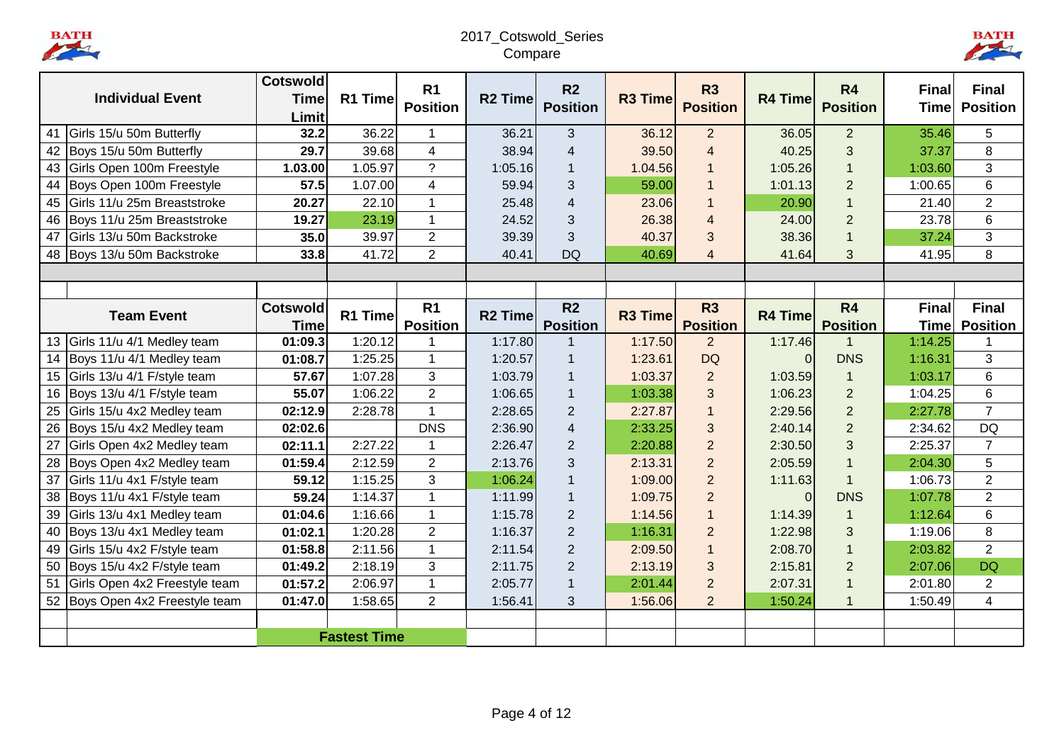# 2017_Cotswold_Series
## Compare

| | Individual Event | Cotswold Time Limit | R1 Time | R1 Position | R2 Time | R2 Position | R3 Time | R3 Position | R4 Time | R4 Position | Final Time | Final Position |
|---|---|---|---|---|---|---|---|---|---|---|---|---|
| 41 | Girls 15/u 50m Butterfly | **32.2** | 36.22 | 1 | 36.21 | 3 | 36.12 | 2 | 36.05 | 2 | 35.46 | 5 |
| 42 | Boys 15/u 50m Butterfly | **29.7** | 39.68 | 4 | 38.94 | 4 | 39.50 | 4 | 40.25 | 3 | 37.37 | 8 |
| 43 | Girls Open 100m Freestyle | **1.03.00** | 1.05.97 | ? | 1:05.16 | 1 | 1.04.56 | 1 | 1:05.26 | 1 | 1:03.60 | 3 |
| 44 | Boys Open 100m Freestyle | **57.5** | 1.07.00 | 4 | 59.94 | 3 | 59.00 | 1 | 1:01.13 | 2 | 1:00.65 | 6 |
| 45 | Girls 11/u 25m Breaststroke | **20.27** | 22.10 | 1 | 25.48 | 4 | 23.06 | 1 | 20.90 | 1 | 21.40 | 2 |
| 46 | Boys 11/u 25m Breaststroke | **19.27** | 23.19 | 1 | 24.52 | 3 | 26.38 | 4 | 24.00 | 2 | 23.78 | 6 |
| 47 | Girls 13/u 50m Backstroke | **35.0** | 39.97 | 2 | 39.39 | 3 | 40.37 | 3 | 38.36 | 1 | 37.24 | 3 |
| 48 | Boys 13/u 50m Backstroke | **33.8** | 41.72 | 2 | 40.41 | DQ | 40.69 | 4 | 41.64 | 3 | 41.95 | 8 |

| | Team Event | Cotswold Time | R1 Time | R1 Position | R2 Time | R2 Position | R3 Time | R3 Position | R4 Time | R4 Position | Final Time | Final Position |
|---|---|---|---|---|---|---|---|---|---|---|---|---|
| 13 | Girls 11/u 4/1 Medley team | **01:09.3** | 1:20.12 | 1 | 1:17.80 | 1 | 1:17.50 | 2 | 1:17.46 | 1 | 1:14.25 | 1 |
| 14 | Boys 11/u 4/1 Medley team | **01:08.7** | 1:25.25 | 1 | 1:20.57 | 1 | 1:23.61 | DQ | 0 | DNS | 1:16.31 | 3 |
| 15 | Girls 13/u 4/1 F/style team | **57.67** | 1:07.28 | 3 | 1:03.79 | 1 | 1:03.37 | 2 | 1:03.59 | 1 | 1:03.17 | 6 |
| 16 | Boys 13/u 4/1 F/style team | **55.07** | 1:06.22 | 2 | 1:06.65 | 1 | 1:03.38 | 3 | 1:06.23 | 2 | 1:04.25 | 6 |
| 25 | Girls 15/u 4x2 Medley team | **02:12.9** | 2:28.78 | 1 | 2:28.65 | 2 | 2:27.87 | 1 | 2:29.56 | 2 | 2:27.78 | 7 |
| 26 | Boys 15/u 4x2 Medley team | **02:02.6** | | DNS | 2:36.90 | 4 | 2:33.25 | 3 | 2:40.14 | 2 | 2:34.62 | DQ |
| 27 | Girls Open 4x2 Medley team | **02:11.1** | 2:27.22 | 1 | 2:26.47 | 2 | 2:20.88 | 2 | 2:30.50 | 3 | 2:25.37 | 7 |
| 28 | Boys Open 4x2 Medley team | **01:59.4** | 2:12.59 | 2 | 2:13.76 | 3 | 2:13.31 | 2 | 2:05.59 | 1 | 2:04.30 | 5 |
| 37 | Girls 11/u 4x1 F/style team | **59.12** | 1:15.25 | 3 | 1:06.24 | 1 | 1:09.00 | 2 | 1:11.63 | 1 | 1:06.73 | 2 |
| 38 | Boys 11/u 4x1 F/style team | **59.24** | 1:14.37 | 1 | 1:11.99 | 1 | 1:09.75 | 2 | 0 | DNS | 1:07.78 | 2 |
| 39 | Girls 13/u 4x1 Medley team | **01:04.6** | 1:16.66 | 1 | 1:15.78 | 2 | 1:14.56 | 1 | 1:14.39 | 1 | 1:12.64 | 6 |
| 40 | Boys 13/u 4x1 Medley team | **01:02.1** | 1:20.28 | 2 | 1:16.37 | 2 | 1:16.31 | 2 | 1:22.98 | 3 | 1:19.06 | 8 |
| 49 | Girls 15/u 4x2 F/style team | **01:58.8** | 2:11.56 | 1 | 2:11.54 | 2 | 2:09.50 | 1 | 2:08.70 | 1 | 2:03.82 | 2 |
| 50 | Boys 15/u 4x2 F/style team | **01:49.2** | 2:18.19 | 3 | 2:11.75 | 2 | 2:13.19 | 3 | 2:15.81 | 2 | 2:07.06 | DQ |
| 51 | Girls Open 4x2 Freestyle team | **01:57.2** | 2:06.97 | 1 | 2:05.77 | 1 | 2:01.44 | 2 | 2:07.31 | 1 | 2:01.80 | 2 |
| 52 | Boys Open 4x2 Freestyle team | **01:47.0** | 1:58.65 | 2 | 1:56.41 | 3 | 1:56.06 | 2 | 1:50.24 | 1 | 1:50.49 | 4 |

**Fastest Time**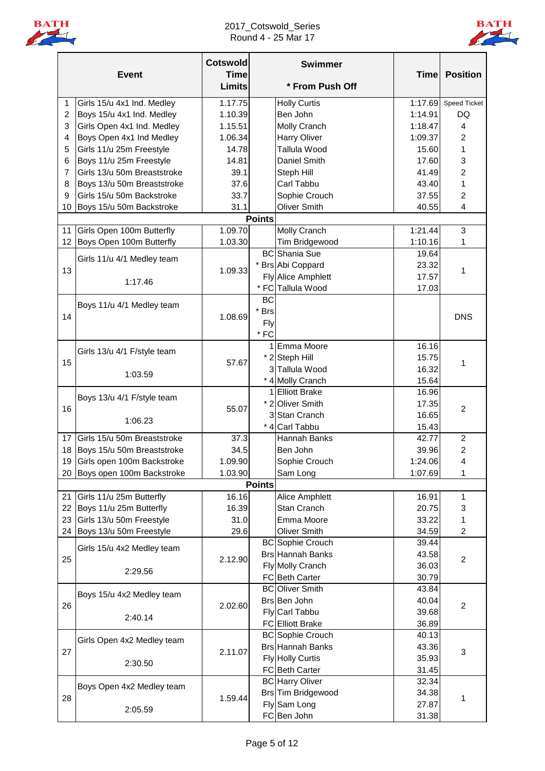# 2017_Cotswold_Series
Round 4 - 25 Mar 17

| | Event | Cotswold Time Limits | | Swimmer * From Push Off | Time | Position |
|---|---|---|---|---|---|---|
| 1 | Girls 15/u 4x1 Ind. Medley | 1.17.75 | | Holly Curtis | 1:17.69 | Speed Ticket |
| 2 | Boys 15/u 4x1 Ind. Medley | 1.10.39 | | Ben John | 1:14.91 | DQ |
| 3 | Girls Open 4x1 Ind. Medley | 1.15.51 | | Molly Cranch | 1:18.47 | 4 |
| 4 | Boys Open 4x1 Ind Medley | 1.06.34 | | Harry Oliver | 1:09.37 | 2 |
| 5 | Girls 11/u 25m Freestyle | 14.78 | | Tallula Wood | 15.60 | 1 |
| 6 | Boys 11/u 25m Freestyle | 14.81 | | Daniel Smith | 17.60 | 3 |
| 7 | Girls 13/u 50m Breaststroke | 39.1 | | Steph Hill | 41.49 | 2 |
| 8 | Boys 13/u 50m Breaststroke | 37.6 | | Carl Tabbu | 43.40 | 1 |
| 9 | Girls 15/u 50m Backstroke | 33.7 | | Sophie Crouch | 37.55 | 2 |
| 10 | Boys 15/u 50m Backstroke | 31.1 | | Oliver Smith | 40.55 | 4 |
| | | | Points | | | |
| 11 | Girls Open 100m Butterfly | 1.09.70 | | Molly Cranch | 1:21.44 | 3 |
| 12 | Boys Open 100m Butterfly | 1.03.30 | | Tim Bridgewood | 1:10.16 | 1 |
| 13 | Girls 11/u 4/1 Medley team 1:17.46 | 1.09.33 | BC | Shania Sue | 19.64 | 1 |
| | | | * Brs | Abi Coppard | 23.32 | |
| | | | Fly | Alice Amphlett | 17.57 | |
| | | | * FC | Tallula Wood | 17.03 | |
| 14 | Boys 11/u 4/1 Medley team | 1.08.69 | BC | | | DNS |
| | | | * Brs | | | |
| | | | Fly | | | |
| | | | * FC | | | |
| 15 | Girls 13/u 4/1 F/style team 1:03.59 | 57.67 | 1 | Emma Moore | 16.16 | 1 |
| | | | * 2 | Steph Hill | 15.75 | |
| | | | 3 | Tallula Wood | 16.32 | |
| | | | * 4 | Molly Cranch | 15.64 | |
| 16 | Boys 13/u 4/1 F/style team 1:06.23 | 55.07 | 1 | Elliott Brake | 16.96 | 2 |
| | | | * 2 | Oliver Smith | 17.35 | |
| | | | 3 | Stan Cranch | 16.65 | |
| | | | * 4 | Carl Tabbu | 15.43 | |
| 17 | Girls 15/u 50m Breaststroke | 37.3 | | Hannah Banks | 42.77 | 2 |
| 18 | Boys 15/u 50m Breaststroke | 34.5 | | Ben John | 39.96 | 2 |
| 19 | Girls open 100m Backstroke | 1.09.90 | | Sophie Crouch | 1:24.06 | 4 |
| 20 | Boys open 100m Backstroke | 1.03.90 | | Sam Long | 1:07.69 | 1 |
| | | | Points | | | |
| 21 | Girls 11/u 25m Butterfly | 16.16 | | Alice Amphlett | 16.91 | 1 |
| 22 | Boys 11/u 25m Butterfly | 16.39 | | Stan Cranch | 20.75 | 3 |
| 23 | Girls 13/u 50m Freestyle | 31.0 | | Emma Moore | 33.22 | 1 |
| 24 | Boys 13/u 50m Freestyle | 29.6 | | Oliver Smith | 34.59 | 2 |
| 25 | Girls 15/u 4x2 Medley team 2:29.56 | 2.12.90 | BC | Sophie Crouch | 39.44 | 2 |
| | | | Brs | Hannah Banks | 43.58 | |
| | | | Fly | Molly Cranch | 36.03 | |
| | | | FC | Beth Carter | 30.79 | |
| 26 | Boys 15/u 4x2 Medley team 2:40.14 | 2.02.60 | BC | Oliver Smith | 43.84 | 2 |
| | | | Brs | Ben John | 40.04 | |
| | | | Fly | Carl Tabbu | 39.68 | |
| | | | FC | Elliott Brake | 36.89 | |
| 27 | Girls Open 4x2 Medley team 2:30.50 | 2.11.07 | BC | Sophie Crouch | 40.13 | 3 |
| | | | Brs | Hannah Banks | 43.36 | |
| | | | Fly | Holly Curtis | 35.93 | |
| | | | FC | Beth Carter | 31.45 | |
| 28 | Boys Open 4x2 Medley team 2:05.59 | 1.59.44 | BC | Harry Oliver | 32.34 | 1 |
| | | | Brs | Tim Bridgewood | 34.38 | |
| | | | Fly | Sam Long | 27.87 | |
| | | | FC | Ben John | 31.38 | |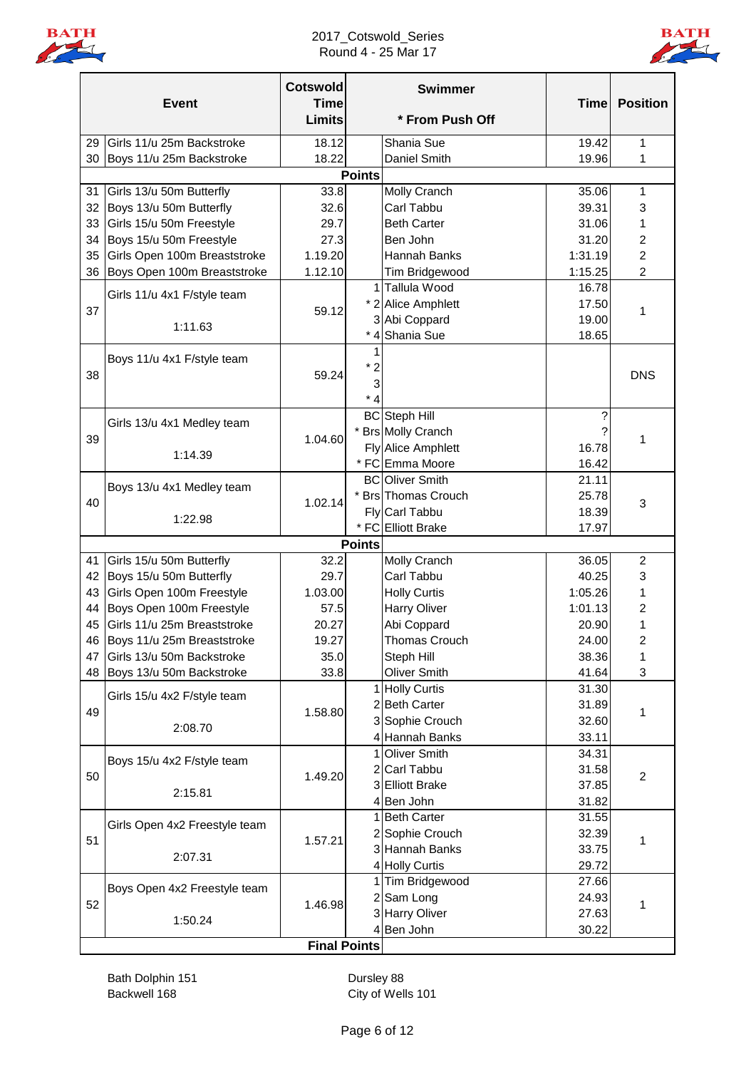2017_Cotswold_Series
Round 4 - 25 Mar 17

| | Event | Cotswold Time Limits | | Swimmer * From Push Off | Time | Position |
|---|---|---|---|---|---|---|
| 29 | Girls 11/u 25m Backstroke | 18.12 | | Shania Sue | 19.42 | 1 |
| 30 | Boys 11/u 25m Backstroke | 18.22 | | Daniel Smith | 19.96 | 1 |
| | | | **Points** | | | |
| 31 | Girls 13/u 50m Butterfly | 33.8 | | Molly Cranch | 35.06 | 1 |
| 32 | Boys 13/u 50m Butterfly | 32.6 | | Carl Tabbu | 39.31 | 3 |
| 33 | Girls 15/u 50m Freestyle | 29.7 | | Beth Carter | 31.06 | 1 |
| 34 | Boys 15/u 50m Freestyle | 27.3 | | Ben John | 31.20 | 2 |
| 35 | Girls Open 100m Breaststroke | 1.19.20 | | Hannah Banks | 1:31.19 | 2 |
| 36 | Boys Open 100m Breaststroke | 1.12.10 | | Tim Bridgewood | 1:15.25 | 2 |
| 37 | Girls 11/u 4x1 F/style team 1:11.63 | 59.12 | 1 | Tallula Wood | 16.78 | 1 |
| | | | * 2 | Alice Amphlett | 17.50 | |
| | | | 3 | Abi Coppard | 19.00 | |
| | | | * 4 | Shania Sue | 18.65 | |
| 38 | Boys 11/u 4x1 F/style team | 59.24 | 1 | | | DNS |
| | | | * 2 | | | |
| | | | 3 | | | |
| | | | * 4 | | | |
| 39 | Girls 13/u 4x1 Medley team 1:14.39 | 1.04.60 | BC | Steph Hill | ? | 1 |
| | | | * Brs | Molly Cranch | ? | |
| | | | Fly | Alice Amphlett | 16.78 | |
| | | | * FC | Emma Moore | 16.42 | |
| 40 | Boys 13/u 4x1 Medley team 1:22.98 | 1.02.14 | BC | Oliver Smith | 21.11 | 3 |
| | | | * Brs | Thomas Crouch | 25.78 | |
| | | | Fly | Carl Tabbu | 18.39 | |
| | | | * FC | Elliott Brake | 17.97 | |
| | | | **Points** | | | |
| 41 | Girls 15/u 50m Butterfly | 32.2 | | Molly Cranch | 36.05 | 2 |
| 42 | Boys 15/u 50m Butterfly | 29.7 | | Carl Tabbu | 40.25 | 3 |
| 43 | Girls Open 100m Freestyle | 1.03.00 | | Holly Curtis | 1:05.26 | 1 |
| 44 | Boys Open 100m Freestyle | 57.5 | | Harry Oliver | 1:01.13 | 2 |
| 45 | Girls 11/u 25m Breaststroke | 20.27 | | Abi Coppard | 20.90 | 1 |
| 46 | Boys 11/u 25m Breaststroke | 19.27 | | Thomas Crouch | 24.00 | 2 |
| 47 | Girls 13/u 50m Backstroke | 35.0 | | Steph Hill | 38.36 | 1 |
| 48 | Boys 13/u 50m Backstroke | 33.8 | | Oliver Smith | 41.64 | 3 |
| 49 | Girls 15/u 4x2 F/style team 2:08.70 | 1.58.80 | 1 | Holly Curtis | 31.30 | 1 |
| | | | 2 | Beth Carter | 31.89 | |
| | | | 3 | Sophie Crouch | 32.60 | |
| | | | 4 | Hannah Banks | 33.11 | |
| 50 | Boys 15/u 4x2 F/style team 2:15.81 | 1.49.20 | 1 | Oliver Smith | 34.31 | 2 |
| | | | 2 | Carl Tabbu | 31.58 | |
| | | | 3 | Elliott Brake | 37.85 | |
| | | | 4 | Ben John | 31.82 | |
| 51 | Girls Open 4x2 Freestyle team 2:07.31 | 1.57.21 | 1 | Beth Carter | 31.55 | 1 |
| | | | 2 | Sophie Crouch | 32.39 | |
| | | | 3 | Hannah Banks | 33.75 | |
| | | | 4 | Holly Curtis | 29.72 | |
| 52 | Boys Open 4x2 Freestyle team 1:50.24 | 1.46.98 | 1 | Tim Bridgewood | 27.66 | 1 |
| | | | 2 | Sam Long | 24.93 | |
| | | | 3 | Harry Oliver | 27.63 | |
| | | | 4 | Ben John | 30.22 | |
| | | | **Final Points** | | | |

Bath Dolphin 151
Backwell 168

Dursley 88
City of Wells 101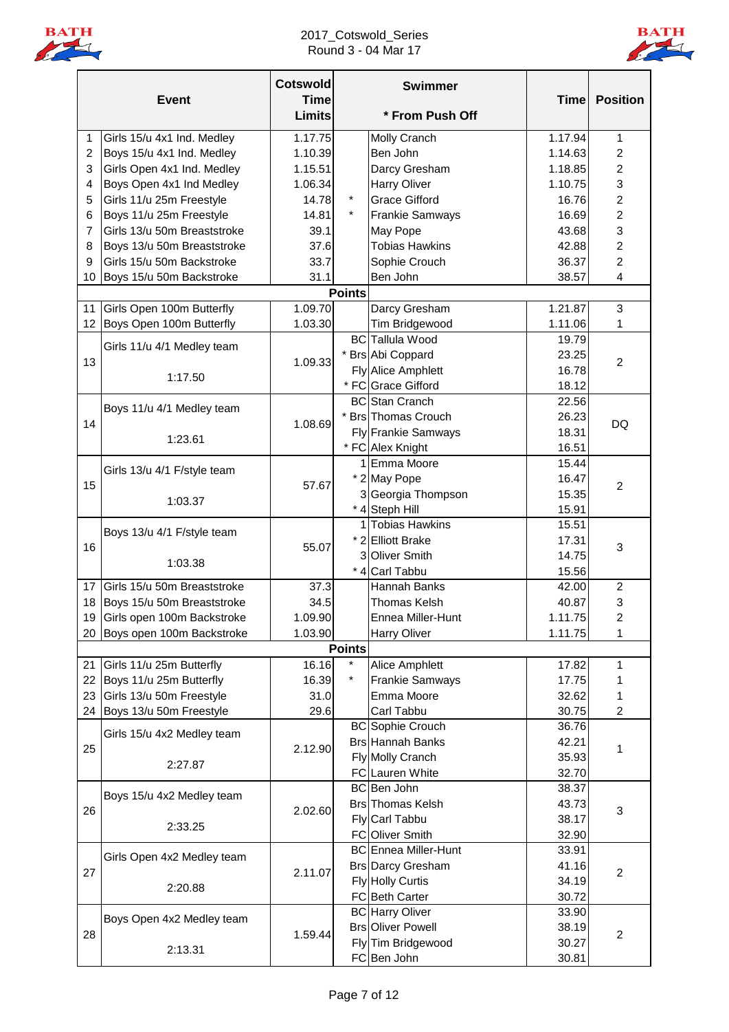# 2017_Cotswold_Series

## Round 3 - 04 Mar 17

| # | Event | Cotswold Time Limits | | Swimmer<br>* From Push Off | Time | Position |
|---|---|---|---|---|---|---|
| 1 | Girls 15/u 4x1 Ind. Medley | 1.17.75 | | Molly Cranch | 1.17.94 | 1 |
| 2 | Boys 15/u 4x1 Ind. Medley | 1.10.39 | | Ben John | 1.14.63 | 2 |
| 3 | Girls Open 4x1 Ind. Medley | 1.15.51 | | Darcy Gresham | 1.18.85 | 2 |
| 4 | Boys Open 4x1 Ind Medley | 1.06.34 | | Harry Oliver | 1.10.75 | 3 |
| 5 | Girls 11/u 25m Freestyle | 14.78 | * | Grace Gifford | 16.76 | 2 |
| 6 | Boys 11/u 25m Freestyle | 14.81 | * | Frankie Samways | 16.69 | 2 |
| 7 | Girls 13/u 50m Breaststroke | 39.1 | | May Pope | 43.68 | 3 |
| 8 | Boys 13/u 50m Breaststroke | 37.6 | | Tobias Hawkins | 42.88 | 2 |
| 9 | Girls 15/u 50m Backstroke | 33.7 | | Sophie Crouch | 36.37 | 2 |
| 10 | Boys 15/u 50m Backstroke | 31.1 | | Ben John | 38.57 | 4 |
| | | | **Points** | | | |
| 11 | Girls Open 100m Butterfly | 1.09.70 | | Darcy Gresham | 1.21.87 | 3 |
| 12 | Boys Open 100m Butterfly | 1.03.30 | | Tim Bridgewood | 1.11.06 | 1 |
| 13 | Girls 11/u 4/1 Medley team<br>1:17.50 | 1.09.33 | BC | Tallula Wood | 19.79 | 2 |
| | | | * Brs | Abi Coppard | 23.25 | |
| | | | Fly | Alice Amphlett | 16.78 | |
| | | | * FC | Grace Gifford | 18.12 | |
| 14 | Boys 11/u 4/1 Medley team<br>1:23.61 | 1.08.69 | BC | Stan Cranch | 22.56 | DQ |
| | | | * Brs | Thomas Crouch | 26.23 | |
| | | | Fly | Frankie Samways | 18.31 | |
| | | | * FC | Alex Knight | 16.51 | |
| 15 | Girls 13/u 4/1 F/style team<br>1:03.37 | 57.67 | 1 | Emma Moore | 15.44 | 2 |
| | | | * 2 | May Pope | 16.47 | |
| | | | 3 | Georgia Thompson | 15.35 | |
| | | | * 4 | Steph Hill | 15.91 | |
| 16 | Boys 13/u 4/1 F/style team<br>1:03.38 | 55.07 | 1 | Tobias Hawkins | 15.51 | 3 |
| | | | * 2 | Elliott Brake | 17.31 | |
| | | | 3 | Oliver Smith | 14.75 | |
| | | | * 4 | Carl Tabbu | 15.56 | |
| 17 | Girls 15/u 50m Breaststroke | 37.3 | | Hannah Banks | 42.00 | 2 |
| 18 | Boys 15/u 50m Breaststroke | 34.5 | | Thomas Kelsh | 40.87 | 3 |
| 19 | Girls open 100m Backstroke | 1.09.90 | | Ennea Miller-Hunt | 1.11.75 | 2 |
| 20 | Boys open 100m Backstroke | 1.03.90 | | Harry Oliver | 1.11.75 | 1 |
| | | | **Points** | | | |
| 21 | Girls 11/u 25m Butterfly | 16.16 | * | Alice Amphlett | 17.82 | 1 |
| 22 | Boys 11/u 25m Butterfly | 16.39 | * | Frankie Samways | 17.75 | 1 |
| 23 | Girls 13/u 50m Freestyle | 31.0 | | Emma Moore | 32.62 | 1 |
| 24 | Boys 13/u 50m Freestyle | 29.6 | | Carl Tabbu | 30.75 | 2 |
| 25 | Girls 15/u 4x2 Medley team<br>2:27.87 | 2.12.90 | BC | Sophie Crouch | 36.76 | 1 |
| | | | Brs | Hannah Banks | 42.21 | |
| | | | Fly | Molly Cranch | 35.93 | |
| | | | FC | Lauren White | 32.70 | |
| 26 | Boys 15/u 4x2 Medley team<br>2:33.25 | 2.02.60 | BC | Ben John | 38.37 | 3 |
| | | | Brs | Thomas Kelsh | 43.73 | |
| | | | Fly | Carl Tabbu | 38.17 | |
| | | | FC | Oliver Smith | 32.90 | |
| 27 | Girls Open 4x2 Medley team<br>2:20.88 | 2.11.07 | BC | Ennea Miller-Hunt | 33.91 | 2 |
| | | | Brs | Darcy Gresham | 41.16 | |
| | | | Fly | Holly Curtis | 34.19 | |
| | | | FC | Beth Carter | 30.72 | |
| 28 | Boys Open 4x2 Medley team<br>2:13.31 | 1.59.44 | BC | Harry Oliver | 33.90 | 2 |
| | | | Brs | Oliver Powell | 38.19 | |
| | | | Fly | Tim Bridgewood | 30.27 | |
| | | | FC | Ben John | 30.81 | |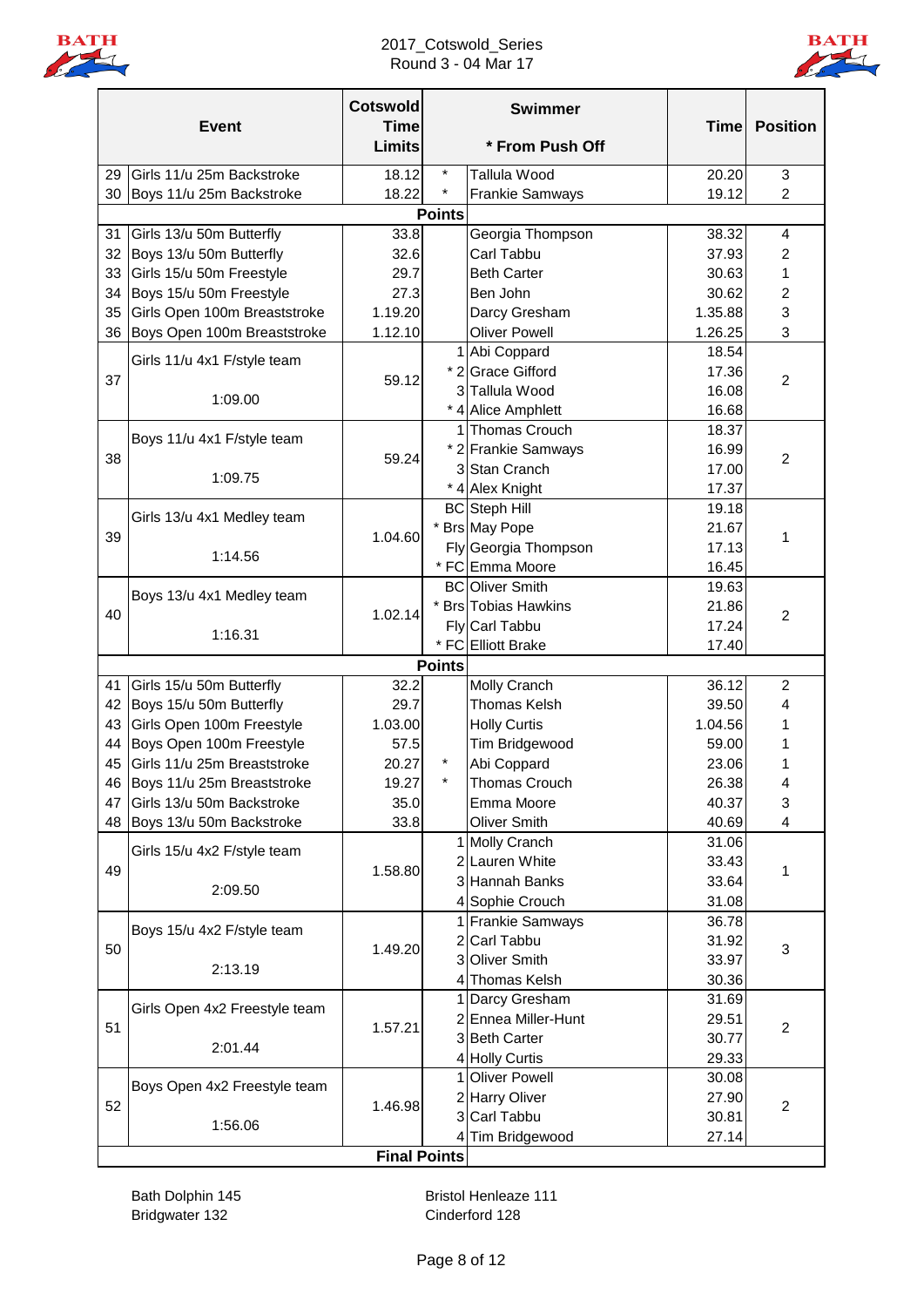2017_Cotswold_Series

Round 3 - 04 Mar 17

| # | Event | Cotswold Time Limits | | Swimmer (* From Push Off) | Time | Position |
|---|---|---|---|---|---|---|
| 29 | Girls 11/u 25m Backstroke | 18.12 | * | Tallula Wood | 20.20 | 3 |
| 30 | Boys 11/u 25m Backstroke | 18.22 | * | Frankie Samways | 19.12 | 2 |
| | | | **Points** | | | |
| 31 | Girls 13/u 50m Butterfly | 33.8 | | Georgia Thompson | 38.32 | 4 |
| 32 | Boys 13/u 50m Butterfly | 32.6 | | Carl Tabbu | 37.93 | 2 |
| 33 | Girls 15/u 50m Freestyle | 29.7 | | Beth Carter | 30.63 | 1 |
| 34 | Boys 15/u 50m Freestyle | 27.3 | | Ben John | 30.62 | 2 |
| 35 | Girls Open 100m Breaststroke | 1.19.20 | | Darcy Gresham | 1.35.88 | 3 |
| 36 | Boys Open 100m Breaststroke | 1.12.10 | | Oliver Powell | 1.26.25 | 3 |
| 37 | Girls 11/u 4x1 F/style team 1:09.00 | 59.12 | 1 | Abi Coppard | 18.54 | 2 |
| | | | * 2 | Grace Gifford | 17.36 | |
| | | | 3 | Tallula Wood | 16.08 | |
| | | | * 4 | Alice Amphlett | 16.68 | |
| 38 | Boys 11/u 4x1 F/style team 1:09.75 | 59.24 | 1 | Thomas Crouch | 18.37 | 2 |
| | | | * 2 | Frankie Samways | 16.99 | |
| | | | 3 | Stan Cranch | 17.00 | |
| | | | * 4 | Alex Knight | 17.37 | |
| 39 | Girls 13/u 4x1 Medley team 1:14.56 | 1.04.60 | BC | Steph Hill | 19.18 | 1 |
| | | | * Brs | May Pope | 21.67 | |
| | | | Fly | Georgia Thompson | 17.13 | |
| | | | * FC | Emma Moore | 16.45 | |
| 40 | Boys 13/u 4x1 Medley team 1:16.31 | 1.02.14 | BC | Oliver Smith | 19.63 | 2 |
| | | | * Brs | Tobias Hawkins | 21.86 | |
| | | | Fly | Carl Tabbu | 17.24 | |
| | | | * FC | Elliott Brake | 17.40 | |
| | | | **Points** | | | |
| 41 | Girls 15/u 50m Butterfly | 32.2 | | Molly Cranch | 36.12 | 2 |
| 42 | Boys 15/u 50m Butterfly | 29.7 | | Thomas Kelsh | 39.50 | 4 |
| 43 | Girls Open 100m Freestyle | 1.03.00 | | Holly Curtis | 1.04.56 | 1 |
| 44 | Boys Open 100m Freestyle | 57.5 | | Tim Bridgewood | 59.00 | 1 |
| 45 | Girls 11/u 25m Breaststroke | 20.27 | * | Abi Coppard | 23.06 | 1 |
| 46 | Boys 11/u 25m Breaststroke | 19.27 | * | Thomas Crouch | 26.38 | 4 |
| 47 | Girls 13/u 50m Backstroke | 35.0 | | Emma Moore | 40.37 | 3 |
| 48 | Boys 13/u 50m Backstroke | 33.8 | | Oliver Smith | 40.69 | 4 |
| 49 | Girls 15/u 4x2 F/style team 2:09.50 | 1.58.80 | 1 | Molly Cranch | 31.06 | 1 |
| | | | 2 | Lauren White | 33.43 | |
| | | | 3 | Hannah Banks | 33.64 | |
| | | | 4 | Sophie Crouch | 31.08 | |
| 50 | Boys 15/u 4x2 F/style team 2:13.19 | 1.49.20 | 1 | Frankie Samways | 36.78 | 3 |
| | | | 2 | Carl Tabbu | 31.92 | |
| | | | 3 | Oliver Smith | 33.97 | |
| | | | 4 | Thomas Kelsh | 30.36 | |
| 51 | Girls Open 4x2 Freestyle team 2:01.44 | 1.57.21 | 1 | Darcy Gresham | 31.69 | 2 |
| | | | 2 | Ennea Miller-Hunt | 29.51 | |
| | | | 3 | Beth Carter | 30.77 | |
| | | | 4 | Holly Curtis | 29.33 | |
| 52 | Boys Open 4x2 Freestyle team 1:56.06 | 1.46.98 | 1 | Oliver Powell | 30.08 | 2 |
| | | | 2 | Harry Oliver | 27.90 | |
| | | | 3 | Carl Tabbu | 30.81 | |
| | | | 4 | Tim Bridgewood | 27.14 | |
| | | | **Final Points** | | | |

Bath Dolphin 145
Bridgwater 132

Bristol Henleaze 111
Cinderford 128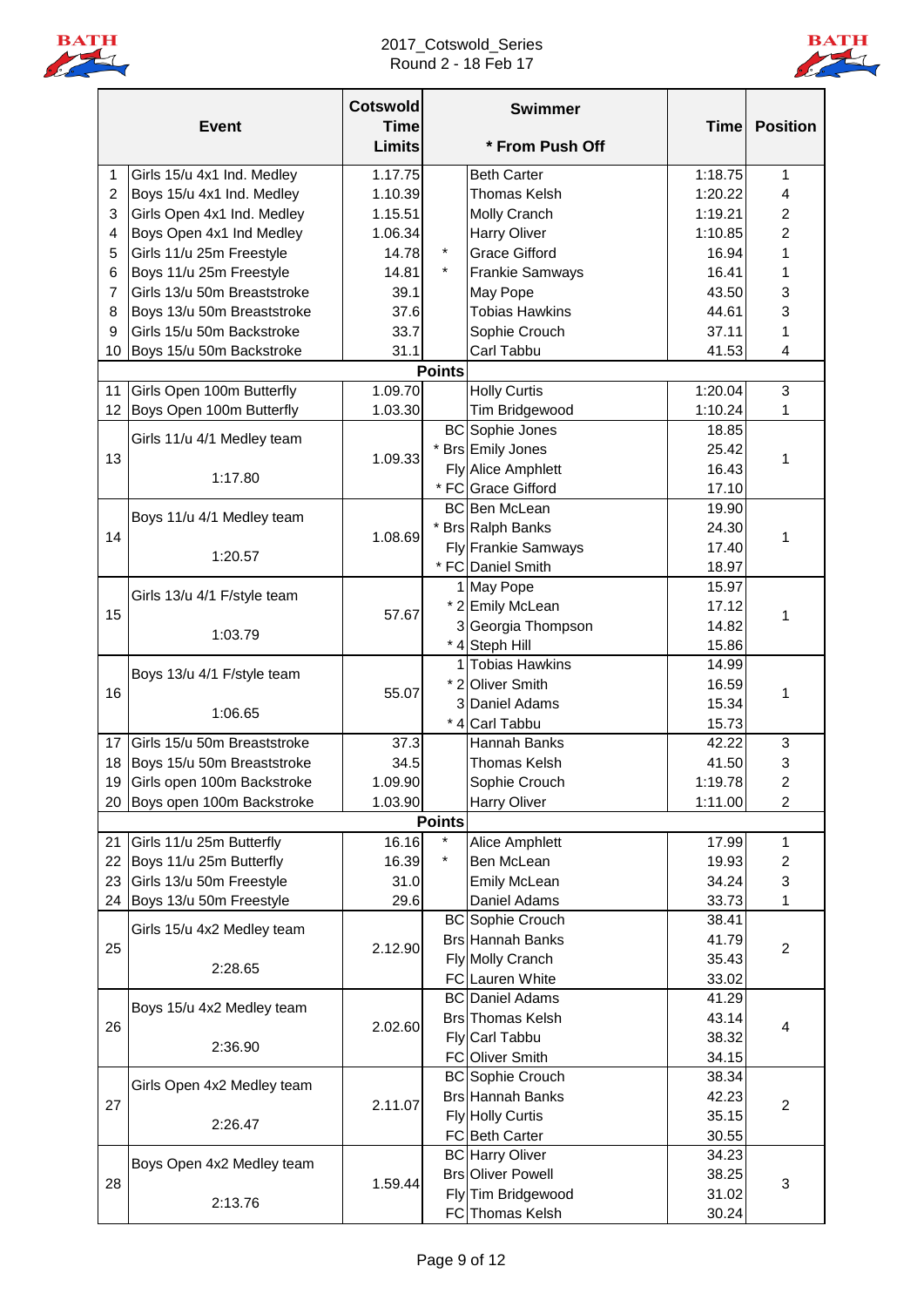# 2017_Cotswold_Series

Round 2 - 18 Feb 17

| | Event | Cotswold Time Limits | | Swimmer<br>* From Push Off | Time | Position |
|---|---|---|---|---|---|---|
| 1 | Girls 15/u 4x1 Ind. Medley | 1.17.75 | | Beth Carter | 1:18.75 | 1 |
| 2 | Boys 15/u 4x1 Ind. Medley | 1.10.39 | | Thomas Kelsh | 1:20.22 | 4 |
| 3 | Girls Open 4x1 Ind. Medley | 1.15.51 | | Molly Cranch | 1:19.21 | 2 |
| 4 | Boys Open 4x1 Ind Medley | 1.06.34 | | Harry Oliver | 1:10.85 | 2 |
| 5 | Girls 11/u 25m Freestyle | 14.78 | * | Grace Gifford | 16.94 | 1 |
| 6 | Boys 11/u 25m Freestyle | 14.81 | * | Frankie Samways | 16.41 | 1 |
| 7 | Girls 13/u 50m Breaststroke | 39.1 | | May Pope | 43.50 | 3 |
| 8 | Boys 13/u 50m Breaststroke | 37.6 | | Tobias Hawkins | 44.61 | 3 |
| 9 | Girls 15/u 50m Backstroke | 33.7 | | Sophie Crouch | 37.11 | 1 |
| 10 | Boys 15/u 50m Backstroke | 31.1 | | Carl Tabbu | 41.53 | 4 |
| | | | Points | | | |
| 11 | Girls Open 100m Butterfly | 1.09.70 | | Holly Curtis | 1:20.04 | 3 |
| 12 | Boys Open 100m Butterfly | 1.03.30 | | Tim Bridgewood | 1:10.24 | 1 |
| 13 | Girls 11/u 4/1 Medley team<br>1:17.80 | 1.09.33 | BC | Sophie Jones | 18.85 | 1 |
| | | | * Brs | Emily Jones | 25.42 | |
| | | | Fly | Alice Amphlett | 16.43 | |
| | | | * FC | Grace Gifford | 17.10 | |
| 14 | Boys 11/u 4/1 Medley team<br>1:20.57 | 1.08.69 | BC | Ben McLean | 19.90 | 1 |
| | | | * Brs | Ralph Banks | 24.30 | |
| | | | Fly | Frankie Samways | 17.40 | |
| | | | * FC | Daniel Smith | 18.97 | |
| 15 | Girls 13/u 4/1 F/style team<br>1:03.79 | 57.67 | 1 | May Pope | 15.97 | 1 |
| | | | * 2 | Emily McLean | 17.12 | |
| | | | 3 | Georgia Thompson | 14.82 | |
| | | | * 4 | Steph Hill | 15.86 | |
| 16 | Boys 13/u 4/1 F/style team<br>1:06.65 | 55.07 | 1 | Tobias Hawkins | 14.99 | 1 |
| | | | * 2 | Oliver Smith | 16.59 | |
| | | | 3 | Daniel Adams | 15.34 | |
| | | | * 4 | Carl Tabbu | 15.73 | |
| 17 | Girls 15/u 50m Breaststroke | 37.3 | | Hannah Banks | 42.22 | 3 |
| 18 | Boys 15/u 50m Breaststroke | 34.5 | | Thomas Kelsh | 41.50 | 3 |
| 19 | Girls open 100m Backstroke | 1.09.90 | | Sophie Crouch | 1:19.78 | 2 |
| 20 | Boys open 100m Backstroke | 1.03.90 | | Harry Oliver | 1:11.00 | 2 |
| | | | Points | | | |
| 21 | Girls 11/u 25m Butterfly | 16.16 | * | Alice Amphlett | 17.99 | 1 |
| 22 | Boys 11/u 25m Butterfly | 16.39 | * | Ben McLean | 19.93 | 2 |
| 23 | Girls 13/u 50m Freestyle | 31.0 | | Emily McLean | 34.24 | 3 |
| 24 | Boys 13/u 50m Freestyle | 29.6 | | Daniel Adams | 33.73 | 1 |
| 25 | Girls 15/u 4x2 Medley team<br>2:28.65 | 2.12.90 | BC | Sophie Crouch | 38.41 | 2 |
| | | | Brs | Hannah Banks | 41.79 | |
| | | | Fly | Molly Cranch | 35.43 | |
| | | | FC | Lauren White | 33.02 | |
| 26 | Boys 15/u 4x2 Medley team<br>2:36.90 | 2.02.60 | BC | Daniel Adams | 41.29 | 4 |
| | | | Brs | Thomas Kelsh | 43.14 | |
| | | | Fly | Carl Tabbu | 38.32 | |
| | | | FC | Oliver Smith | 34.15 | |
| 27 | Girls Open 4x2 Medley team<br>2:26.47 | 2.11.07 | BC | Sophie Crouch | 38.34 | 2 |
| | | | Brs | Hannah Banks | 42.23 | |
| | | | Fly | Holly Curtis | 35.15 | |
| | | | FC | Beth Carter | 30.55 | |
| 28 | Boys Open 4x2 Medley team<br>2:13.76 | 1.59.44 | BC | Harry Oliver | 34.23 | 3 |
| | | | Brs | Oliver Powell | 38.25 | |
| | | | Fly | Tim Bridgewood | 31.02 | |
| | | | FC | Thomas Kelsh | 30.24 | |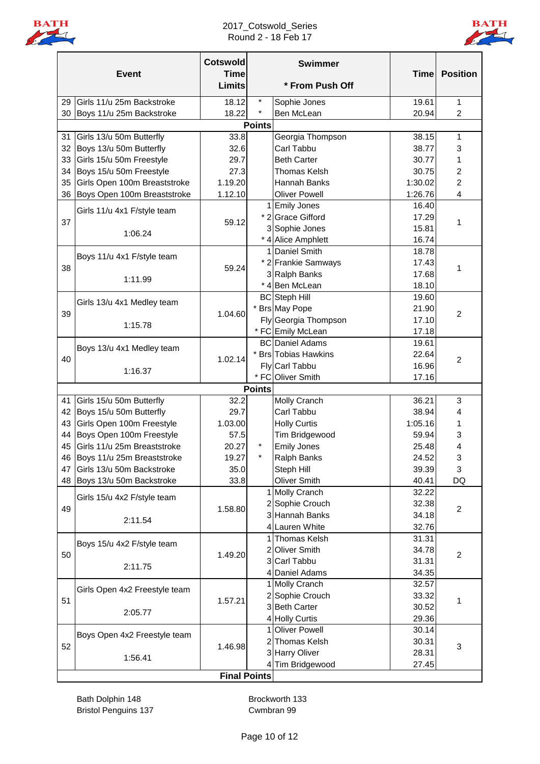2017_Cotswold_Series
Round 2 - 18 Feb 17

| | Event | Cotswold Time Limits | | Swimmer * From Push Off | Time | Position |
|---|---|---|---|---|---|---|
| 29 | Girls 11/u 25m Backstroke | 18.12 | * | Sophie Jones | 19.61 | 1 |
| 30 | Boys 11/u 25m Backstroke | 18.22 | * | Ben McLean | 20.94 | 2 |
| | | **Points** | | | | |
| 31 | Girls 13/u 50m Butterfly | 33.8 | | Georgia Thompson | 38.15 | 1 |
| 32 | Boys 13/u 50m Butterfly | 32.6 | | Carl Tabbu | 38.77 | 3 |
| 33 | Girls 15/u 50m Freestyle | 29.7 | | Beth Carter | 30.77 | 1 |
| 34 | Boys 15/u 50m Freestyle | 27.3 | | Thomas Kelsh | 30.75 | 2 |
| 35 | Girls Open 100m Breaststroke | 1.19.20 | | Hannah Banks | 1:30.02 | 2 |
| 36 | Boys Open 100m Breaststroke | 1.12.10 | | Oliver Powell | 1:26.76 | 4 |
| 37 | Girls 11/u 4x1 F/style team 1:06.24 | 59.12 | 1 | Emily Jones | 16.40 | 1 |
| | | | * 2 | Grace Gifford | 17.29 | |
| | | | 3 | Sophie Jones | 15.81 | |
| | | | * 4 | Alice Amphlett | 16.74 | |
| 38 | Boys 11/u 4x1 F/style team 1:11.99 | 59.24 | 1 | Daniel Smith | 18.78 | 1 |
| | | | * 2 | Frankie Samways | 17.43 | |
| | | | 3 | Ralph Banks | 17.68 | |
| | | | * 4 | Ben McLean | 18.10 | |
| 39 | Girls 13/u 4x1 Medley team 1:15.78 | 1.04.60 | BC | Steph Hill | 19.60 | 2 |
| | | | * Brs | May Pope | 21.90 | |
| | | | Fly | Georgia Thompson | 17.10 | |
| | | | * FC | Emily McLean | 17.18 | |
| 40 | Boys 13/u 4x1 Medley team 1:16.37 | 1.02.14 | BC | Daniel Adams | 19.61 | 2 |
| | | | * Brs | Tobias Hawkins | 22.64 | |
| | | | Fly | Carl Tabbu | 16.96 | |
| | | | * FC | Oliver Smith | 17.16 | |
| | | **Points** | | | | |
| 41 | Girls 15/u 50m Butterfly | 32.2 | | Molly Cranch | 36.21 | 3 |
| 42 | Boys 15/u 50m Butterfly | 29.7 | | Carl Tabbu | 38.94 | 4 |
| 43 | Girls Open 100m Freestyle | 1.03.00 | | Holly Curtis | 1:05.16 | 1 |
| 44 | Boys Open 100m Freestyle | 57.5 | | Tim Bridgewood | 59.94 | 3 |
| 45 | Girls 11/u 25m Breaststroke | 20.27 | * | Emily Jones | 25.48 | 4 |
| 46 | Boys 11/u 25m Breaststroke | 19.27 | * | Ralph Banks | 24.52 | 3 |
| 47 | Girls 13/u 50m Backstroke | 35.0 | | Steph Hill | 39.39 | 3 |
| 48 | Boys 13/u 50m Backstroke | 33.8 | | Oliver Smith | 40.41 | DQ |
| 49 | Girls 15/u 4x2 F/style team 2:11.54 | 1.58.80 | 1 | Molly Cranch | 32.22 | 2 |
| | | | 2 | Sophie Crouch | 32.38 | |
| | | | 3 | Hannah Banks | 34.18 | |
| | | | 4 | Lauren White | 32.76 | |
| 50 | Boys 15/u 4x2 F/style team 2:11.75 | 1.49.20 | 1 | Thomas Kelsh | 31.31 | 2 |
| | | | 2 | Oliver Smith | 34.78 | |
| | | | 3 | Carl Tabbu | 31.31 | |
| | | | 4 | Daniel Adams | 34.35 | |
| 51 | Girls Open 4x2 Freestyle team 2:05.77 | 1.57.21 | 1 | Molly Cranch | 32.57 | 1 |
| | | | 2 | Sophie Crouch | 33.32 | |
| | | | 3 | Beth Carter | 30.52 | |
| | | | 4 | Holly Curtis | 29.36 | |
| 52 | Boys Open 4x2 Freestyle team 1:56.41 | 1.46.98 | 1 | Oliver Powell | 30.14 | 3 |
| | | | 2 | Thomas Kelsh | 30.31 | |
| | | | 3 | Harry Oliver | 28.31 | |
| | | | 4 | Tim Bridgewood | 27.45 | |
| | | **Final Points** | | | | |

Bath Dolphin 148
Bristol Penguins 137

Brockworth 133
Cwmbran 99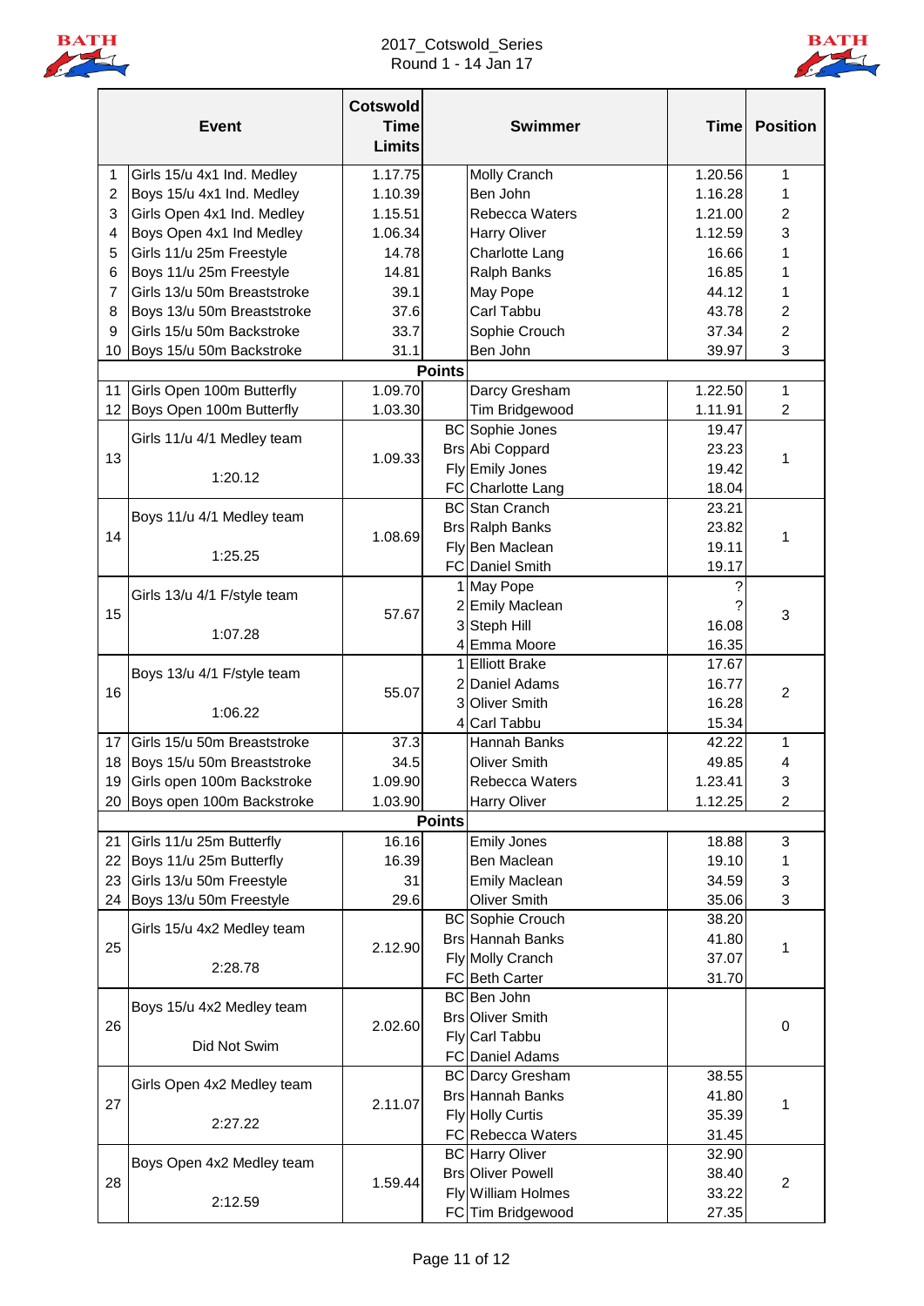2017_Cotswold_Series
Round 1 - 14 Jan 17

| | Event | Cotswold Time Limits | | Swimmer | Time | Position |
|---|---|---|---|---|---|---|
| 1 | Girls 15/u 4x1 Ind. Medley | 1.17.75 | | Molly Cranch | 1.20.56 | 1 |
| 2 | Boys 15/u 4x1 Ind. Medley | 1.10.39 | | Ben John | 1.16.28 | 1 |
| 3 | Girls Open 4x1 Ind. Medley | 1.15.51 | | Rebecca Waters | 1.21.00 | 2 |
| 4 | Boys Open 4x1 Ind Medley | 1.06.34 | | Harry Oliver | 1.12.59 | 3 |
| 5 | Girls 11/u 25m Freestyle | 14.78 | | Charlotte Lang | 16.66 | 1 |
| 6 | Boys 11/u 25m Freestyle | 14.81 | | Ralph Banks | 16.85 | 1 |
| 7 | Girls 13/u 50m Breaststroke | 39.1 | | May Pope | 44.12 | 1 |
| 8 | Boys 13/u 50m Breaststroke | 37.6 | | Carl Tabbu | 43.78 | 2 |
| 9 | Girls 15/u 50m Backstroke | 33.7 | | Sophie Crouch | 37.34 | 2 |
| 10 | Boys 15/u 50m Backstroke | 31.1 | | Ben John | 39.97 | 3 |
| | | | Points | | | |
| 11 | Girls Open 100m Butterfly | 1.09.70 | | Darcy Gresham | 1.22.50 | 1 |
| 12 | Boys Open 100m Butterfly | 1.03.30 | | Tim Bridgewood | 1.11.91 | 2 |
| 13 | Girls 11/u 4/1 Medley team | 1.09.33 | BC | Sophie Jones | 19.47 | 1 |
| | | | Brs | Abi Coppard | 23.23 | |
| | 1:20.12 | | Fly | Emily Jones | 19.42 | |
| | | | FC | Charlotte Lang | 18.04 | |
| 14 | Boys 11/u 4/1 Medley team | 1.08.69 | BC | Stan Cranch | 23.21 | 1 |
| | | | Brs | Ralph Banks | 23.82 | |
| | 1:25.25 | | Fly | Ben Maclean | 19.11 | |
| | | | FC | Daniel Smith | 19.17 | |
| 15 | Girls 13/u 4/1 F/style team | 57.67 | 1 | May Pope | ? | 3 |
| | | | 2 | Emily Maclean | ? | |
| | 1:07.28 | | 3 | Steph Hill | 16.08 | |
| | | | 4 | Emma Moore | 16.35 | |
| 16 | Boys 13/u 4/1 F/style team | 55.07 | 1 | Elliott Brake | 17.67 | 2 |
| | | | 2 | Daniel Adams | 16.77 | |
| | 1:06.22 | | 3 | Oliver Smith | 16.28 | |
| | | | 4 | Carl Tabbu | 15.34 | |
| 17 | Girls 15/u 50m Breaststroke | 37.3 | | Hannah Banks | 42.22 | 1 |
| 18 | Boys 15/u 50m Breaststroke | 34.5 | | Oliver Smith | 49.85 | 4 |
| 19 | Girls open 100m Backstroke | 1.09.90 | | Rebecca Waters | 1.23.41 | 3 |
| 20 | Boys open 100m Backstroke | 1.03.90 | | Harry Oliver | 1.12.25 | 2 |
| | | | Points | | | |
| 21 | Girls 11/u 25m Butterfly | 16.16 | | Emily Jones | 18.88 | 3 |
| 22 | Boys 11/u 25m Butterfly | 16.39 | | Ben Maclean | 19.10 | 1 |
| 23 | Girls 13/u 50m Freestyle | 31 | | Emily Maclean | 34.59 | 3 |
| 24 | Boys 13/u 50m Freestyle | 29.6 | | Oliver Smith | 35.06 | 3 |
| 25 | Girls 15/u 4x2 Medley team | 2.12.90 | BC | Sophie Crouch | 38.20 | 1 |
| | | | Brs | Hannah Banks | 41.80 | |
| | 2:28.78 | | Fly | Molly Cranch | 37.07 | |
| | | | FC | Beth Carter | 31.70 | |
| 26 | Boys 15/u 4x2 Medley team | 2.02.60 | BC | Ben John | | 0 |
| | | | Brs | Oliver Smith | | |
| | Did Not Swim | | Fly | Carl Tabbu | | |
| | | | FC | Daniel Adams | | |
| 27 | Girls Open 4x2 Medley team | 2.11.07 | BC | Darcy Gresham | 38.55 | 1 |
| | | | Brs | Hannah Banks | 41.80 | |
| | 2:27.22 | | Fly | Holly Curtis | 35.39 | |
| | | | FC | Rebecca Waters | 31.45 | |
| 28 | Boys Open 4x2 Medley team | 1.59.44 | BC | Harry Oliver | 32.90 | 2 |
| | | | Brs | Oliver Powell | 38.40 | |
| | 2:12.59 | | Fly | William Holmes | 33.22 | |
| | | | FC | Tim Bridgewood | 27.35 | |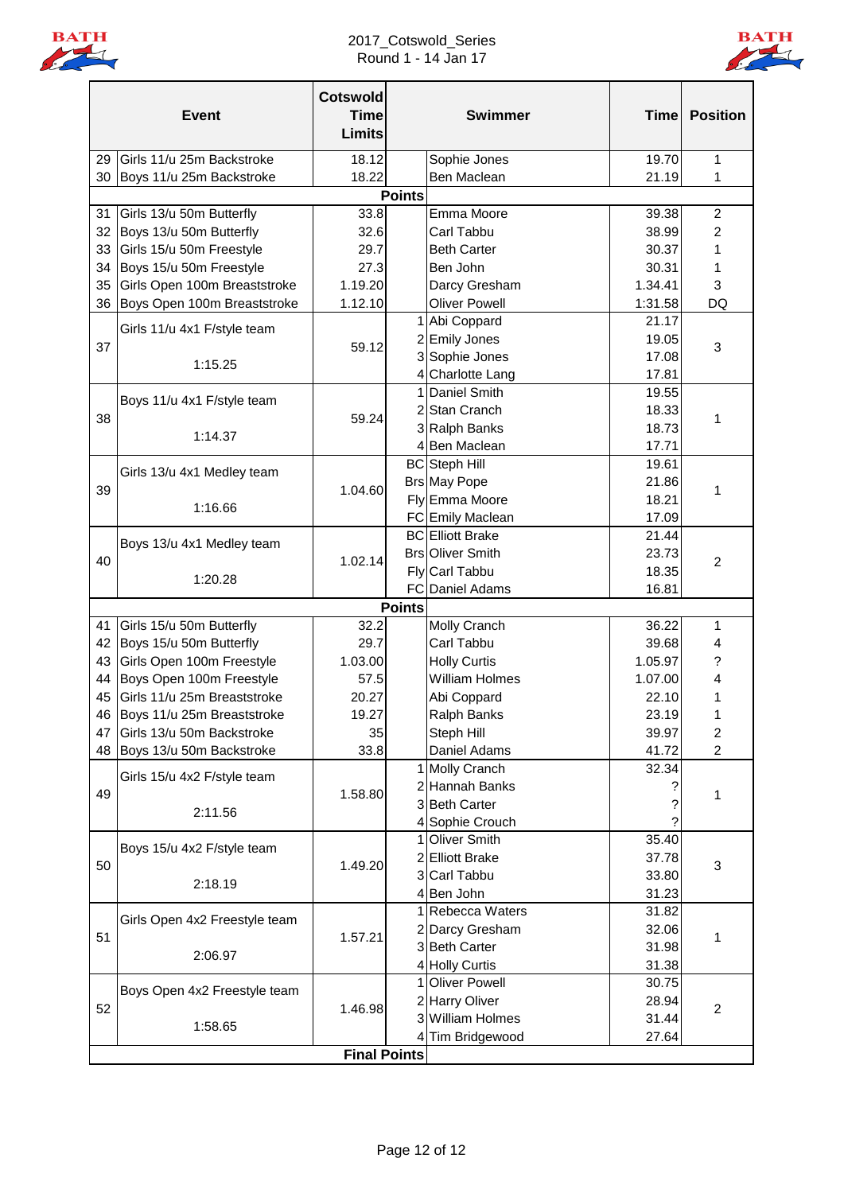# 2017_Cotswold_Series
## Round 1 - 14 Jan 17

| | Event | Cotswold Time Limits | | Swimmer | Time | Position |
|---|---|---|---|---|---|---|
| 29 | Girls 11/u 25m Backstroke | 18.12 | | Sophie Jones | 19.70 | 1 |
| 30 | Boys 11/u 25m Backstroke | 18.22 | | Ben Maclean | 21.19 | 1 |
| | | | **Points** | | | |
| 31 | Girls 13/u 50m Butterfly | 33.8 | | Emma Moore | 39.38 | 2 |
| 32 | Boys 13/u 50m Butterfly | 32.6 | | Carl Tabbu | 38.99 | 2 |
| 33 | Girls 15/u 50m Freestyle | 29.7 | | Beth Carter | 30.37 | 1 |
| 34 | Boys 15/u 50m Freestyle | 27.3 | | Ben John | 30.31 | 1 |
| 35 | Girls Open 100m Breaststroke | 1.19.20 | | Darcy Gresham | 1.34.41 | 3 |
| 36 | Boys Open 100m Breaststroke | 1.12.10 | | Oliver Powell | 1:31.58 | DQ |
| 37 | Girls 11/u 4x1 F/style team 1:15.25 | 59.12 | 1 | Abi Coppard | 21.17 | 3 |
| | | | 2 | Emily Jones | 19.05 | |
| | | | 3 | Sophie Jones | 17.08 | |
| | | | 4 | Charlotte Lang | 17.81 | |
| 38 | Boys 11/u 4x1 F/style team 1:14.37 | 59.24 | 1 | Daniel Smith | 19.55 | 1 |
| | | | 2 | Stan Cranch | 18.33 | |
| | | | 3 | Ralph Banks | 18.73 | |
| | | | 4 | Ben Maclean | 17.71 | |
| 39 | Girls 13/u 4x1 Medley team 1:16.66 | 1.04.60 | BC | Steph Hill | 19.61 | 1 |
| | | | Brs | May Pope | 21.86 | |
| | | | Fly | Emma Moore | 18.21 | |
| | | | FC | Emily Maclean | 17.09 | |
| 40 | Boys 13/u 4x1 Medley team 1:20.28 | 1.02.14 | BC | Elliott Brake | 21.44 | 2 |
| | | | Brs | Oliver Smith | 23.73 | |
| | | | Fly | Carl Tabbu | 18.35 | |
| | | | FC | Daniel Adams | 16.81 | |
| | | | **Points** | | | |
| 41 | Girls 15/u 50m Butterfly | 32.2 | | Molly Cranch | 36.22 | 1 |
| 42 | Boys 15/u 50m Butterfly | 29.7 | | Carl Tabbu | 39.68 | 4 |
| 43 | Girls Open 100m Freestyle | 1.03.00 | | Holly Curtis | 1.05.97 | ? |
| 44 | Boys Open 100m Freestyle | 57.5 | | William Holmes | 1.07.00 | 4 |
| 45 | Girls 11/u 25m Breaststroke | 20.27 | | Abi Coppard | 22.10 | 1 |
| 46 | Boys 11/u 25m Breaststroke | 19.27 | | Ralph Banks | 23.19 | 1 |
| 47 | Girls 13/u 50m Backstroke | 35 | | Steph Hill | 39.97 | 2 |
| 48 | Boys 13/u 50m Backstroke | 33.8 | | Daniel Adams | 41.72 | 2 |
| 49 | Girls 15/u 4x2 F/style team 2:11.56 | 1.58.80 | 1 | Molly Cranch | 32.34 | 1 |
| | | | 2 | Hannah Banks | ? | |
| | | | 3 | Beth Carter | ? | |
| | | | 4 | Sophie Crouch | ? | |
| 50 | Boys 15/u 4x2 F/style team 2:18.19 | 1.49.20 | 1 | Oliver Smith | 35.40 | 3 |
| | | | 2 | Elliott Brake | 37.78 | |
| | | | 3 | Carl Tabbu | 33.80 | |
| | | | 4 | Ben John | 31.23 | |
| 51 | Girls Open 4x2 Freestyle team 2:06.97 | 1.57.21 | 1 | Rebecca Waters | 31.82 | 1 |
| | | | 2 | Darcy Gresham | 32.06 | |
| | | | 3 | Beth Carter | 31.98 | |
| | | | 4 | Holly Curtis | 31.38 | |
| 52 | Boys Open 4x2 Freestyle team 1:58.65 | 1.46.98 | 1 | Oliver Powell | 30.75 | 2 |
| | | | 2 | Harry Oliver | 28.94 | |
| | | | 3 | William Holmes | 31.44 | |
| | | | 4 | Tim Bridgewood | 27.64 | |
| | | **Final Points** | | | | |